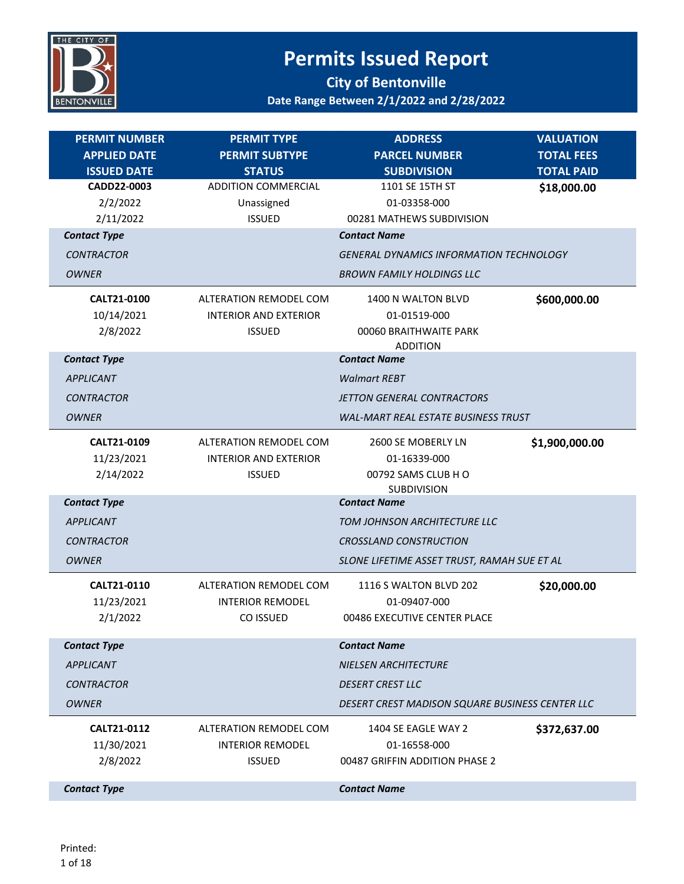# Permits Issued Report

## City of Bentonville

### Date Range Between 2/1/2022 and 2/28/2022

| PERMIT NUMBER<br>APPLIED DATE<br>ISSUED DATE | PERMIT TYPE<br>PERMIT SUBTYPE<br>STATUS | ADDRESS<br>PARCEL NUMBER<br>SUBDIVISION | VALUATION<br>TOTAL FEES<br>TOTAL PAID |
|---|---|---|---|
| **CADD22-0003**<br>2/2/2022<br>2/11/2022 | ADDITION COMMERCIAL<br>Unassigned<br>ISSUED | 1101 SE 15TH ST<br>01-03358-000<br>00281 MATHEWS SUBDIVISION | **$18,000.00** |
| ***Contact Type*** | | ***Contact Name*** | |
| *CONTRACTOR* | | *GENERAL DYNAMICS INFORMATION TECHNOLOGY* | |
| *OWNER* | | *BROWN FAMILY HOLDINGS LLC* | |
| **CALT21-0100**<br>10/14/2021<br>2/8/2022 | ALTERATION REMODEL COM<br>INTERIOR AND EXTERIOR<br>ISSUED | 1400 N WALTON BLVD<br>01-01519-000<br>00060 BRAITHWAITE PARK ADDITION | **$600,000.00** |
| ***Contact Type*** | | ***Contact Name*** | |
| *APPLICANT* | | *Walmart REBT* | |
| *CONTRACTOR* | | *JETTON GENERAL CONTRACTORS* | |
| *OWNER* | | *WAL-MART REAL ESTATE BUSINESS TRUST* | |
| **CALT21-0109**<br>11/23/2021<br>2/14/2022 | ALTERATION REMODEL COM<br>INTERIOR AND EXTERIOR<br>ISSUED | 2600 SE MOBERLY LN<br>01-16339-000<br>00792 SAMS CLUB H O SUBDIVISION | **$1,900,000.00** |
| ***Contact Type*** | | ***Contact Name*** | |
| *APPLICANT* | | *TOM JOHNSON ARCHITECTURE LLC* | |
| *CONTRACTOR* | | *CROSSLAND CONSTRUCTION* | |
| *OWNER* | | *SLONE LIFETIME ASSET TRUST, RAMAH SUE ET AL* | |
| **CALT21-0110**<br>11/23/2021<br>2/1/2022 | ALTERATION REMODEL COM<br>INTERIOR REMODEL<br>CO ISSUED | 1116 S WALTON BLVD 202<br>01-09407-000<br>00486 EXECUTIVE CENTER PLACE | **$20,000.00** |
| ***Contact Type*** | | ***Contact Name*** | |
| *APPLICANT* | | *NIELSEN ARCHITECTURE* | |
| *CONTRACTOR* | | *DESERT CREST LLC* | |
| *OWNER* | | *DESERT CREST MADISON SQUARE BUSINESS CENTER LLC* | |
| **CALT21-0112**<br>11/30/2021<br>2/8/2022 | ALTERATION REMODEL COM<br>INTERIOR REMODEL<br>ISSUED | 1404 SE EAGLE WAY 2<br>01-16558-000<br>00487 GRIFFIN ADDITION PHASE 2 | **$372,637.00** |
| ***Contact Type*** | | ***Contact Name*** | |

Printed: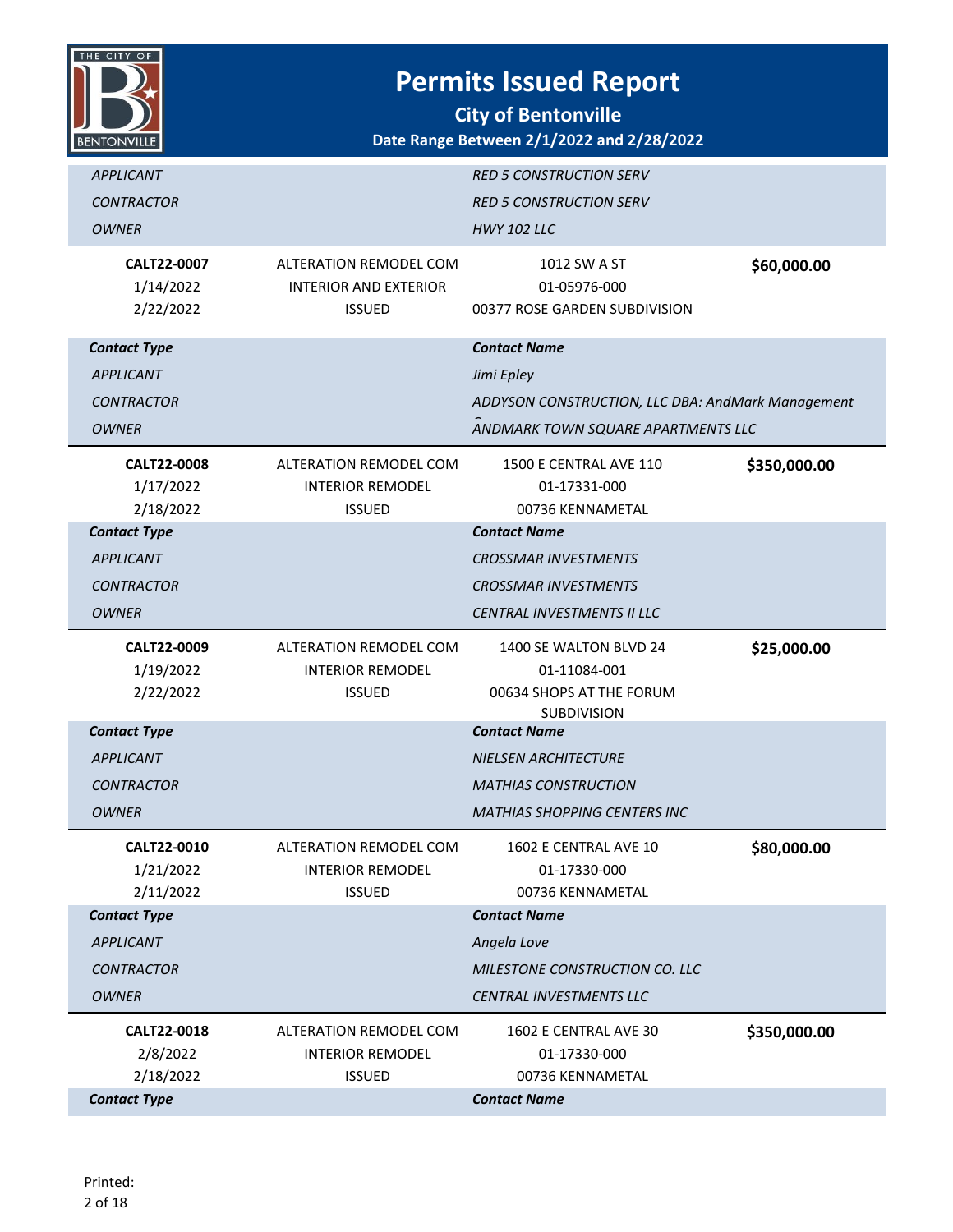# Permits Issued Report

## City of Bentonville

### Date Range Between 2/1/2022 and 2/28/2022

| | | | |
|---|---|---|---|
| *APPLICANT* | | *RED 5 CONSTRUCTION SERV* | |
| *CONTRACTOR* | | *RED 5 CONSTRUCTION SERV* | |
| *OWNER* | | *HWY 102 LLC* | |

| | | | |
|---|---|---|---|
| **CALT22-0007** | ALTERATION REMODEL COM | 1012 SW A ST | **$60,000.00** |
| 1/14/2022 | INTERIOR AND EXTERIOR | 01-05976-000 | |
| 2/22/2022 | ISSUED | 00377 ROSE GARDEN SUBDIVISION | |

| **Contact Type** | **Contact Name** |
|---|---|
| *APPLICANT* | *Jimi Epley* |
| *CONTRACTOR* | *ADDYSON CONSTRUCTION, LLC DBA: AndMark Management* |
| *OWNER* | *ANDMARK TOWN SQUARE APARTMENTS LLC* |

| | | | |
|---|---|---|---|
| **CALT22-0008** | ALTERATION REMODEL COM | 1500 E CENTRAL AVE 110 | **$350,000.00** |
| 1/17/2022 | INTERIOR REMODEL | 01-17331-000 | |
| 2/18/2022 | ISSUED | 00736 KENNAMETAL | |

| **Contact Type** | **Contact Name** |
|---|---|
| *APPLICANT* | *CROSSMAR INVESTMENTS* |
| *CONTRACTOR* | *CROSSMAR INVESTMENTS* |
| *OWNER* | *CENTRAL INVESTMENTS II LLC* |

| | | | |
|---|---|---|---|
| **CALT22-0009** | ALTERATION REMODEL COM | 1400 SE WALTON BLVD 24 | **$25,000.00** |
| 1/19/2022 | INTERIOR REMODEL | 01-11084-001 | |
| 2/22/2022 | ISSUED | 00634 SHOPS AT THE FORUM SUBDIVISION | |

| **Contact Type** | **Contact Name** |
|---|---|
| *APPLICANT* | *NIELSEN ARCHITECTURE* |
| *CONTRACTOR* | *MATHIAS CONSTRUCTION* |
| *OWNER* | *MATHIAS SHOPPING CENTERS INC* |

| | | | |
|---|---|---|---|
| **CALT22-0010** | ALTERATION REMODEL COM | 1602 E CENTRAL AVE 10 | **$80,000.00** |
| 1/21/2022 | INTERIOR REMODEL | 01-17330-000 | |
| 2/11/2022 | ISSUED | 00736 KENNAMETAL | |

| **Contact Type** | **Contact Name** |
|---|---|
| *APPLICANT* | *Angela Love* |
| *CONTRACTOR* | *MILESTONE CONSTRUCTION CO. LLC* |
| *OWNER* | *CENTRAL INVESTMENTS LLC* |

| | | | |
|---|---|---|---|
| **CALT22-0018** | ALTERATION REMODEL COM | 1602 E CENTRAL AVE 30 | **$350,000.00** |
| 2/8/2022 | INTERIOR REMODEL | 01-17330-000 | |
| 2/18/2022 | ISSUED | 00736 KENNAMETAL | |

| **Contact Type** | **Contact Name** |
|---|---|

Printed: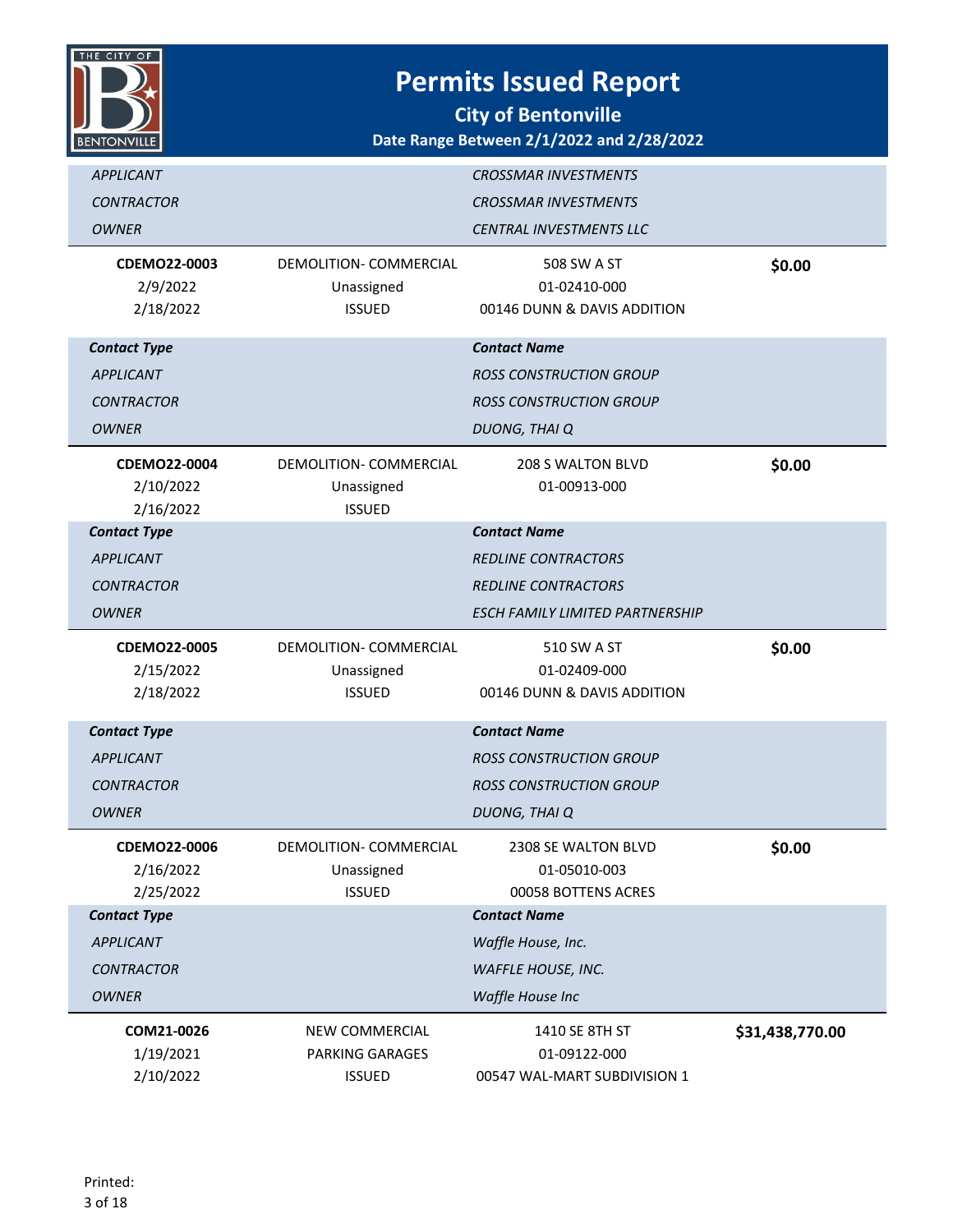# Permits Issued Report

## City of Bentonville

### Date Range Between 2/1/2022 and 2/28/2022

| Contact Type | Contact Name |
|---|---|
| *APPLICANT* | *CROSSMAR INVESTMENTS* |
| *CONTRACTOR* | *CROSSMAR INVESTMENTS* |
| *OWNER* | *CENTRAL INVESTMENTS LLC* |

| | | | |
|---|---|---|---|
| **CDEMO22-0003** | DEMOLITION- COMMERCIAL | 508 SW A ST | **$0.00** |
| 2/9/2022 | Unassigned | 01-02410-000 | |
| 2/18/2022 | ISSUED | 00146 DUNN & DAVIS ADDITION | |

| Contact Type | Contact Name |
|---|---|
| *APPLICANT* | *ROSS CONSTRUCTION GROUP* |
| *CONTRACTOR* | *ROSS CONSTRUCTION GROUP* |
| *OWNER* | *DUONG, THAI Q* |

| | | | |
|---|---|---|---|
| **CDEMO22-0004** | DEMOLITION- COMMERCIAL | 208 S WALTON BLVD | **$0.00** |
| 2/10/2022 | Unassigned | 01-00913-000 | |
| 2/16/2022 | ISSUED | | |

| Contact Type | Contact Name |
|---|---|
| *APPLICANT* | *REDLINE CONTRACTORS* |
| *CONTRACTOR* | *REDLINE CONTRACTORS* |
| *OWNER* | *ESCH FAMILY LIMITED PARTNERSHIP* |

| | | | |
|---|---|---|---|
| **CDEMO22-0005** | DEMOLITION- COMMERCIAL | 510 SW A ST | **$0.00** |
| 2/15/2022 | Unassigned | 01-02409-000 | |
| 2/18/2022 | ISSUED | 00146 DUNN & DAVIS ADDITION | |

| Contact Type | Contact Name |
|---|---|
| *APPLICANT* | *ROSS CONSTRUCTION GROUP* |
| *CONTRACTOR* | *ROSS CONSTRUCTION GROUP* |
| *OWNER* | *DUONG, THAI Q* |

| | | | |
|---|---|---|---|
| **CDEMO22-0006** | DEMOLITION- COMMERCIAL | 2308 SE WALTON BLVD | **$0.00** |
| 2/16/2022 | Unassigned | 01-05010-003 | |
| 2/25/2022 | ISSUED | 00058 BOTTENS ACRES | |

| Contact Type | Contact Name |
|---|---|
| *APPLICANT* | *Waffle House, Inc.* |
| *CONTRACTOR* | *WAFFLE HOUSE, INC.* |
| *OWNER* | *Waffle House Inc* |

| | | | |
|---|---|---|---|
| **COM21-0026** | NEW COMMERCIAL | 1410 SE 8TH ST | **$31,438,770.00** |
| 1/19/2021 | PARKING GARAGES | 01-09122-000 | |
| 2/10/2022 | ISSUED | 00547 WAL-MART SUBDIVISION 1 | |

Printed: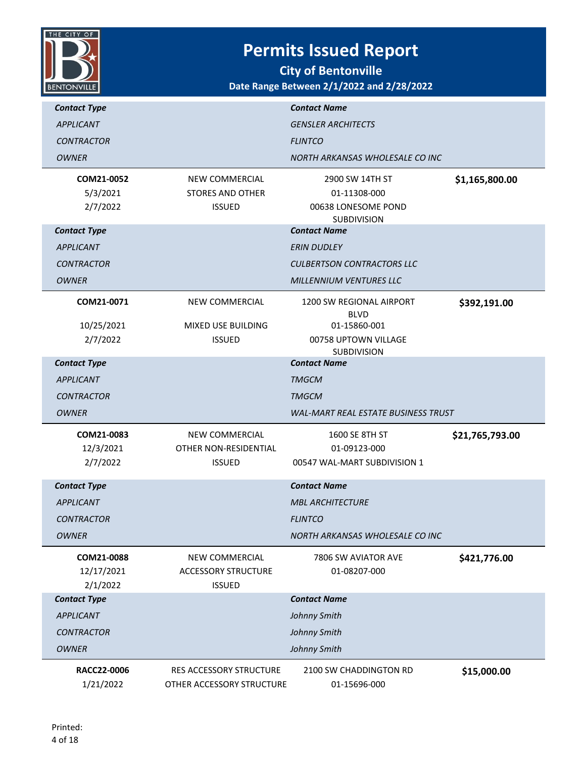# Permits Issued Report

## City of Bentonville

### Date Range Between 2/1/2022 and 2/28/2022

| *Contact Type* | *Contact Name* |
|---|---|
| *APPLICANT* | *GENSLER ARCHITECTS* |
| *CONTRACTOR* | *FLINTCO* |
| *OWNER* | *NORTH ARKANSAS WHOLESALE CO INC* |

| | | | |
|---|---|---|---|
| **COM21-0052** | NEW COMMERCIAL | 2900 SW 14TH ST | **$1,165,800.00** |
| 5/3/2021 | STORES AND OTHER | 01-11308-000 | |
| 2/7/2022 | ISSUED | 00638 LONESOME POND SUBDIVISION | |

| *Contact Type* | *Contact Name* |
|---|---|
| *APPLICANT* | *ERIN DUDLEY* |
| *CONTRACTOR* | *CULBERTSON CONTRACTORS LLC* |
| *OWNER* | *MILLENNIUM VENTURES LLC* |

| | | | |
|---|---|---|---|
| **COM21-0071** | NEW COMMERCIAL | 1200 SW REGIONAL AIRPORT BLVD | **$392,191.00** |
| 10/25/2021 | MIXED USE BUILDING | 01-15860-001 | |
| 2/7/2022 | ISSUED | 00758 UPTOWN VILLAGE SUBDIVISION | |

| *Contact Type* | *Contact Name* |
|---|---|
| *APPLICANT* | *TMGCM* |
| *CONTRACTOR* | *TMGCM* |
| *OWNER* | *WAL-MART REAL ESTATE BUSINESS TRUST* |

| | | | |
|---|---|---|---|
| **COM21-0083** | NEW COMMERCIAL | 1600 SE 8TH ST | **$21,765,793.00** |
| 12/3/2021 | OTHER NON-RESIDENTIAL | 01-09123-000 | |
| 2/7/2022 | ISSUED | 00547 WAL-MART SUBDIVISION 1 | |

| *Contact Type* | *Contact Name* |
|---|---|
| *APPLICANT* | *MBL ARCHITECTURE* |
| *CONTRACTOR* | *FLINTCO* |
| *OWNER* | *NORTH ARKANSAS WHOLESALE CO INC* |

| | | | |
|---|---|---|---|
| **COM21-0088** | NEW COMMERCIAL | 7806 SW AVIATOR AVE | **$421,776.00** |
| 12/17/2021 | ACCESSORY STRUCTURE | 01-08207-000 | |
| 2/1/2022 | ISSUED | | |

| *Contact Type* | *Contact Name* |
|---|---|
| *APPLICANT* | *Johnny Smith* |
| *CONTRACTOR* | *Johnny Smith* |
| *OWNER* | *Johnny Smith* |

| | | | |
|---|---|---|---|
| **RACC22-0006** | RES ACCESSORY STRUCTURE | 2100 SW CHADDINGTON RD | **$15,000.00** |
| 1/21/2022 | OTHER ACCESSORY STRUCTURE | 01-15696-000 | |

Printed: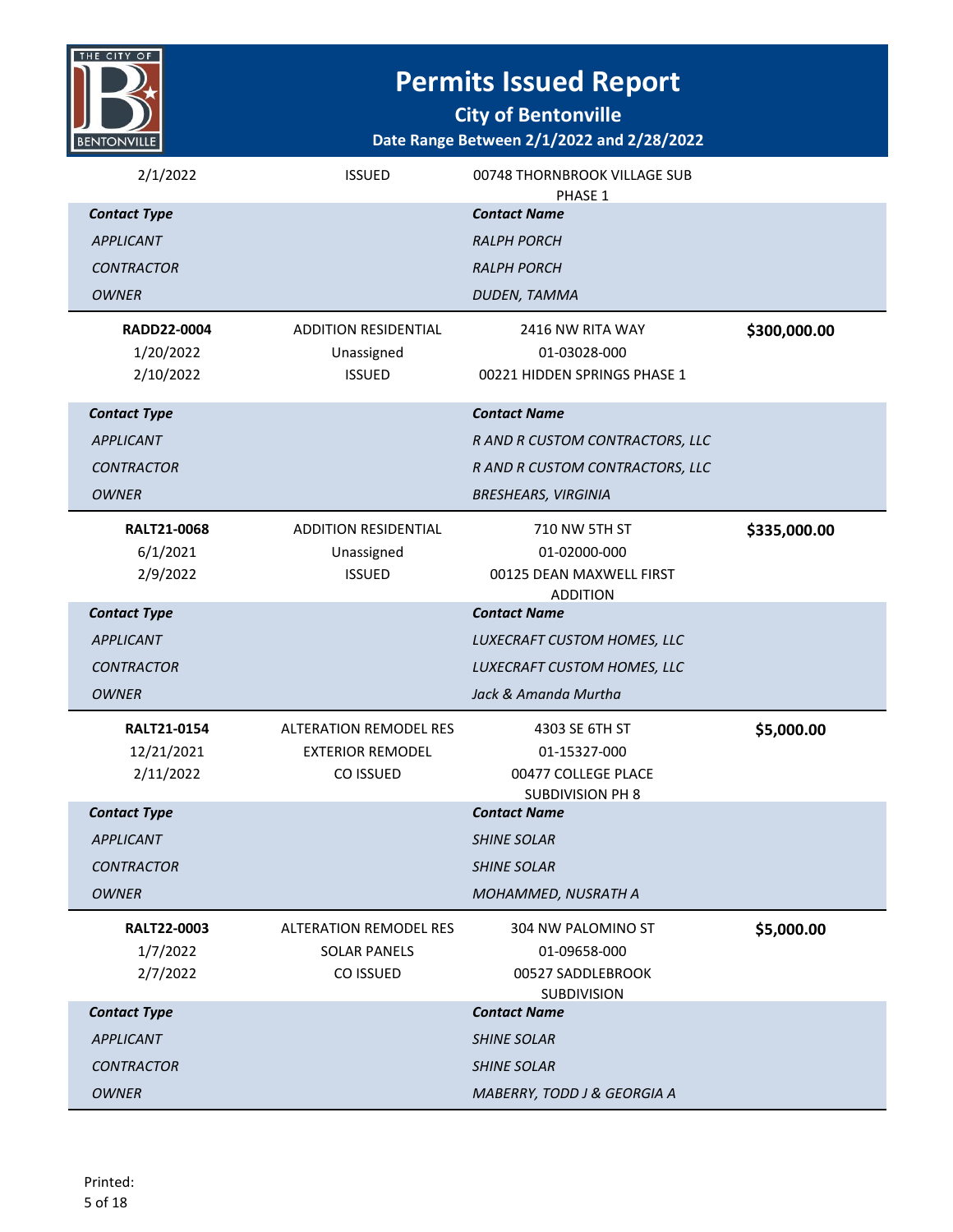# Permits Issued Report

## City of Bentonville

### Date Range Between 2/1/2022 and 2/28/2022

| | | | |
|---|---|---|---|
| 2/1/2022 | ISSUED | 00748 THORNBROOK VILLAGE SUB PHASE 1 | |

| Contact Type | Contact Name |
|---|---|
| *APPLICANT* | *RALPH PORCH* |
| *CONTRACTOR* | *RALPH PORCH* |
| *OWNER* | *DUDEN, TAMMA* |

| | | | |
|---|---|---|---|
| **RADD22-0004** | ADDITION RESIDENTIAL | 2416 NW RITA WAY | **$300,000.00** |
| 1/20/2022 | Unassigned | 01-03028-000 | |
| 2/10/2022 | ISSUED | 00221 HIDDEN SPRINGS PHASE 1 | |

| Contact Type | Contact Name |
|---|---|
| *APPLICANT* | *R AND R CUSTOM CONTRACTORS, LLC* |
| *CONTRACTOR* | *R AND R CUSTOM CONTRACTORS, LLC* |
| *OWNER* | *BRESHEARS, VIRGINIA* |

| | | | |
|---|---|---|---|
| **RALT21-0068** | ADDITION RESIDENTIAL | 710 NW 5TH ST | **$335,000.00** |
| 6/1/2021 | Unassigned | 01-02000-000 | |
| 2/9/2022 | ISSUED | 00125 DEAN MAXWELL FIRST ADDITION | |

| Contact Type | Contact Name |
|---|---|
| *APPLICANT* | *LUXECRAFT CUSTOM HOMES, LLC* |
| *CONTRACTOR* | *LUXECRAFT CUSTOM HOMES, LLC* |
| *OWNER* | *Jack & Amanda Murtha* |

| | | | |
|---|---|---|---|
| **RALT21-0154** | ALTERATION REMODEL RES | 4303 SE 6TH ST | **$5,000.00** |
| 12/21/2021 | EXTERIOR REMODEL | 01-15327-000 | |
| 2/11/2022 | CO ISSUED | 00477 COLLEGE PLACE SUBDIVISION PH 8 | |

| Contact Type | Contact Name |
|---|---|
| *APPLICANT* | *SHINE SOLAR* |
| *CONTRACTOR* | *SHINE SOLAR* |
| *OWNER* | *MOHAMMED, NUSRATH A* |

| | | | |
|---|---|---|---|
| **RALT22-0003** | ALTERATION REMODEL RES | 304 NW PALOMINO ST | **$5,000.00** |
| 1/7/2022 | SOLAR PANELS | 01-09658-000 | |
| 2/7/2022 | CO ISSUED | 00527 SADDLEBROOK SUBDIVISION | |

| Contact Type | Contact Name |
|---|---|
| *APPLICANT* | *SHINE SOLAR* |
| *CONTRACTOR* | *SHINE SOLAR* |
| *OWNER* | *MABERRY, TODD J & GEORGIA A* |

Printed: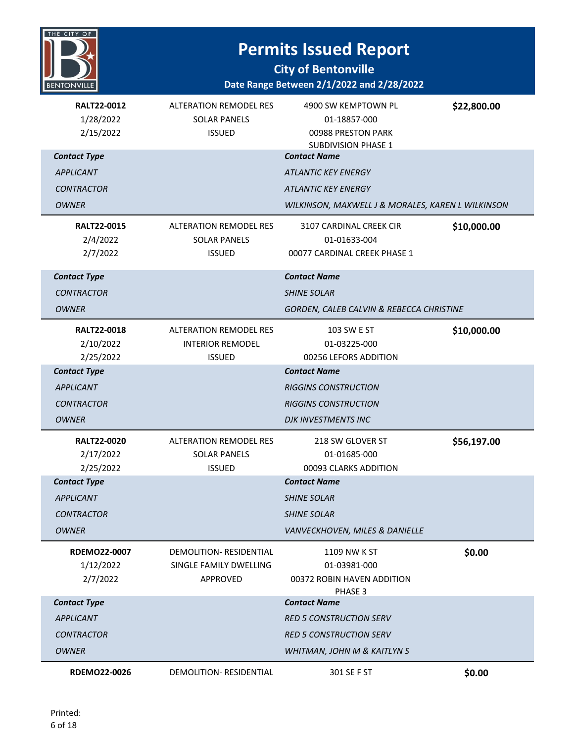# Permits Issued Report

## City of Bentonville

**Date Range Between 2/1/2022 and 2/28/2022**

| | | | |
|---|---|---|---|
| **RALT22-0012** | ALTERATION REMODEL RES | 4900 SW KEMPTOWN PL | **$22,800.00** |
| 1/28/2022 | SOLAR PANELS | 01-18857-000 | |
| 2/15/2022 | ISSUED | 00988 PRESTON PARK SUBDIVISION PHASE 1 | |

| *Contact Type* | *Contact Name* |
|---|---|
| *APPLICANT* | *ATLANTIC KEY ENERGY* |
| *CONTRACTOR* | *ATLANTIC KEY ENERGY* |
| *OWNER* | *WILKINSON, MAXWELL J & MORALES, KAREN L WILKINSON* |

| | | | |
|---|---|---|---|
| **RALT22-0015** | ALTERATION REMODEL RES | 3107 CARDINAL CREEK CIR | **$10,000.00** |
| 2/4/2022 | SOLAR PANELS | 01-01633-004 | |
| 2/7/2022 | ISSUED | 00077 CARDINAL CREEK PHASE 1 | |

| *Contact Type* | *Contact Name* |
|---|---|
| *CONTRACTOR* | *SHINE SOLAR* |
| *OWNER* | *GORDEN, CALEB CALVIN & REBECCA CHRISTINE* |

| | | | |
|---|---|---|---|
| **RALT22-0018** | ALTERATION REMODEL RES | 103 SW E ST | **$10,000.00** |
| 2/10/2022 | INTERIOR REMODEL | 01-03225-000 | |
| 2/25/2022 | ISSUED | 00256 LEFORS ADDITION | |

| *Contact Type* | *Contact Name* |
|---|---|
| *APPLICANT* | *RIGGINS CONSTRUCTION* |
| *CONTRACTOR* | *RIGGINS CONSTRUCTION* |
| *OWNER* | *DJK INVESTMENTS INC* |

| | | | |
|---|---|---|---|
| **RALT22-0020** | ALTERATION REMODEL RES | 218 SW GLOVER ST | **$56,197.00** |
| 2/17/2022 | SOLAR PANELS | 01-01685-000 | |
| 2/25/2022 | ISSUED | 00093 CLARKS ADDITION | |

| *Contact Type* | *Contact Name* |
|---|---|
| *APPLICANT* | *SHINE SOLAR* |
| *CONTRACTOR* | *SHINE SOLAR* |
| *OWNER* | *VANVECKHOVEN, MILES & DANIELLE* |

| | | | |
|---|---|---|---|
| **RDEMO22-0007** | DEMOLITION- RESIDENTIAL | 1109 NW K ST | **$0.00** |
| 1/12/2022 | SINGLE FAMILY DWELLING | 01-03981-000 | |
| 2/7/2022 | APPROVED | 00372 ROBIN HAVEN ADDITION PHASE 3 | |

| *Contact Type* | *Contact Name* |
|---|---|
| *APPLICANT* | *RED 5 CONSTRUCTION SERV* |
| *CONTRACTOR* | *RED 5 CONSTRUCTION SERV* |
| *OWNER* | *WHITMAN, JOHN M & KAITLYN S* |

| | | | |
|---|---|---|---|
| **RDEMO22-0026** | DEMOLITION- RESIDENTIAL | 301 SE F ST | **$0.00** |

Printed: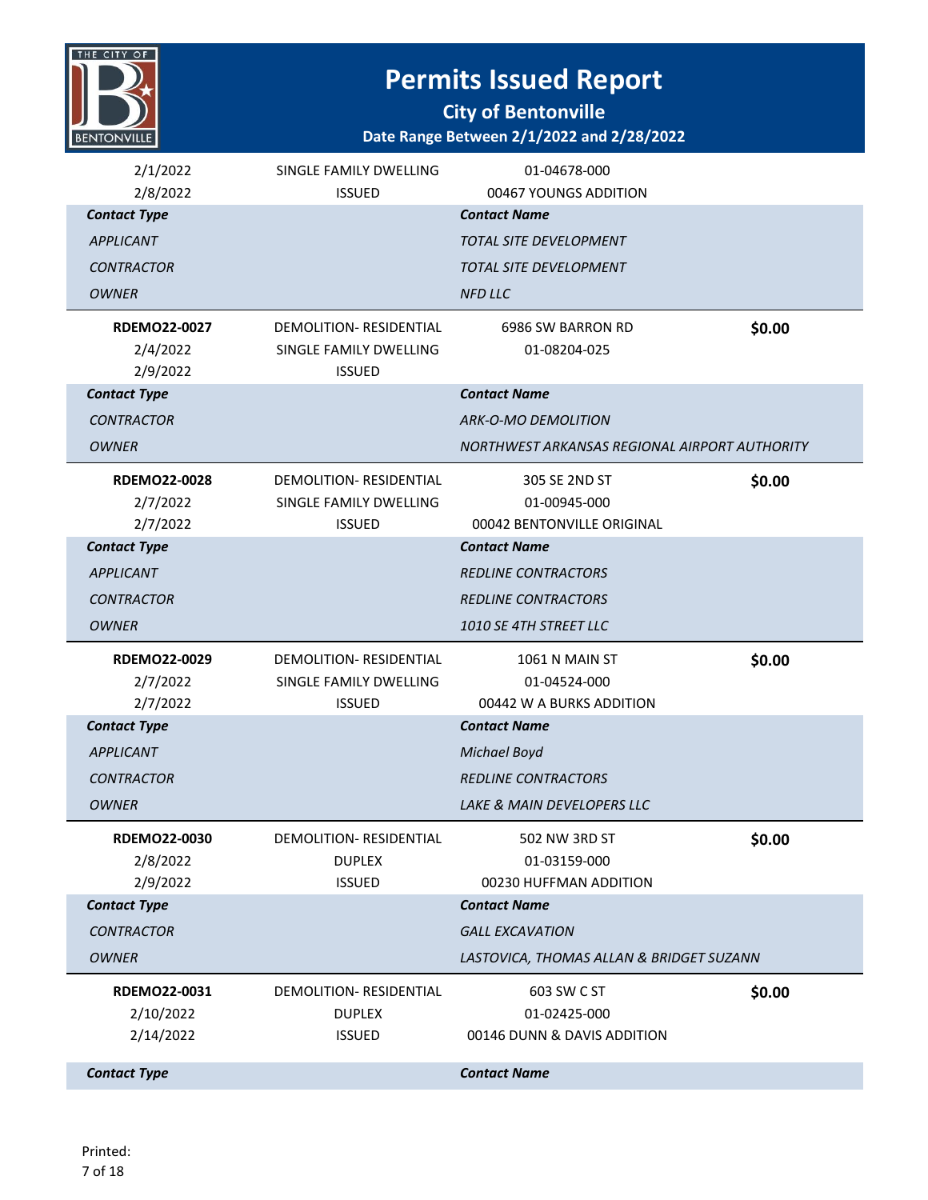# Permits Issued Report

## City of Bentonville

### Date Range Between 2/1/2022 and 2/28/2022

| | | | |
|---|---|---|---|
| 2/1/2022 | SINGLE FAMILY DWELLING | 01-04678-000 | |
| 2/8/2022 | ISSUED | 00467 YOUNGS ADDITION | |

| Contact Type | Contact Name |
|---|---|
| *APPLICANT* | *TOTAL SITE DEVELOPMENT* |
| *CONTRACTOR* | *TOTAL SITE DEVELOPMENT* |
| *OWNER* | *NFD LLC* |

| | | | |
|---|---|---|---|
| **RDEMO22-0027** | DEMOLITION- RESIDENTIAL | 6986 SW BARRON RD | **$0.00** |
| 2/4/2022 | SINGLE FAMILY DWELLING | 01-08204-025 | |
| 2/9/2022 | ISSUED | | |

| Contact Type | Contact Name |
|---|---|
| *CONTRACTOR* | *ARK-O-MO DEMOLITION* |
| *OWNER* | *NORTHWEST ARKANSAS REGIONAL AIRPORT AUTHORITY* |

| | | | |
|---|---|---|---|
| **RDEMO22-0028** | DEMOLITION- RESIDENTIAL | 305 SE 2ND ST | **$0.00** |
| 2/7/2022 | SINGLE FAMILY DWELLING | 01-00945-000 | |
| 2/7/2022 | ISSUED | 00042 BENTONVILLE ORIGINAL | |

| Contact Type | Contact Name |
|---|---|
| *APPLICANT* | *REDLINE CONTRACTORS* |
| *CONTRACTOR* | *REDLINE CONTRACTORS* |
| *OWNER* | *1010 SE 4TH STREET LLC* |

| | | | |
|---|---|---|---|
| **RDEMO22-0029** | DEMOLITION- RESIDENTIAL | 1061 N MAIN ST | **$0.00** |
| 2/7/2022 | SINGLE FAMILY DWELLING | 01-04524-000 | |
| 2/7/2022 | ISSUED | 00442 W A BURKS ADDITION | |

| Contact Type | Contact Name |
|---|---|
| *APPLICANT* | *Michael Boyd* |
| *CONTRACTOR* | *REDLINE CONTRACTORS* |
| *OWNER* | *LAKE & MAIN DEVELOPERS LLC* |

| | | | |
|---|---|---|---|
| **RDEMO22-0030** | DEMOLITION- RESIDENTIAL | 502 NW 3RD ST | **$0.00** |
| 2/8/2022 | DUPLEX | 01-03159-000 | |
| 2/9/2022 | ISSUED | 00230 HUFFMAN ADDITION | |

| Contact Type | Contact Name |
|---|---|
| *CONTRACTOR* | *GALL EXCAVATION* |
| *OWNER* | *LASTOVICA, THOMAS ALLAN & BRIDGET SUZANN* |

| | | | |
|---|---|---|---|
| **RDEMO22-0031** | DEMOLITION- RESIDENTIAL | 603 SW C ST | **$0.00** |
| 2/10/2022 | DUPLEX | 01-02425-000 | |
| 2/14/2022 | ISSUED | 00146 DUNN & DAVIS ADDITION | |

| Contact Type | Contact Name |
|---|---|

Printed: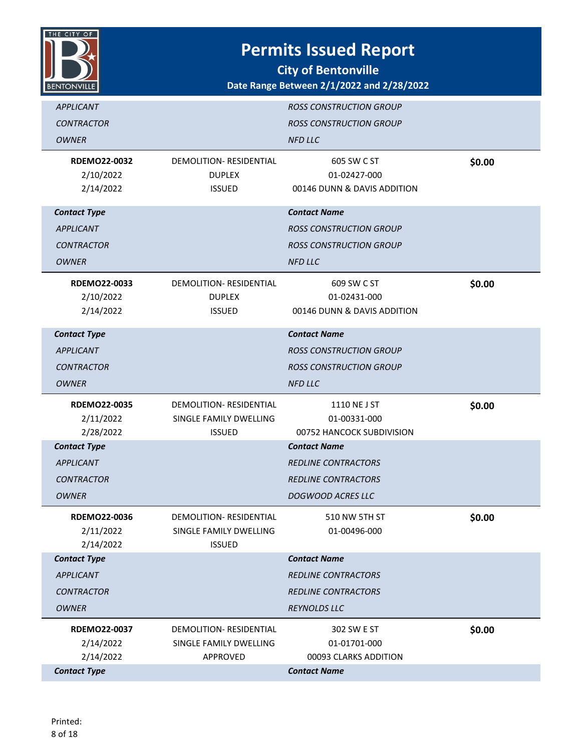# Permits Issued Report

## City of Bentonville

### Date Range Between 2/1/2022 and 2/28/2022

| | |
|---|---|
| *APPLICANT* | *ROSS CONSTRUCTION GROUP* |
| *CONTRACTOR* | *ROSS CONSTRUCTION GROUP* |
| *OWNER* | *NFD LLC* |

| | | | |
|---|---|---|---|
| **RDEMO22-0032** | DEMOLITION- RESIDENTIAL | 605 SW C ST | **$0.00** |
| 2/10/2022 | DUPLEX | 01-02427-000 | |
| 2/14/2022 | ISSUED | 00146 DUNN & DAVIS ADDITION | |

| ***Contact Type*** | ***Contact Name*** |
|---|---|
| *APPLICANT* | *ROSS CONSTRUCTION GROUP* |
| *CONTRACTOR* | *ROSS CONSTRUCTION GROUP* |
| *OWNER* | *NFD LLC* |

| | | | |
|---|---|---|---|
| **RDEMO22-0033** | DEMOLITION- RESIDENTIAL | 609 SW C ST | **$0.00** |
| 2/10/2022 | DUPLEX | 01-02431-000 | |
| 2/14/2022 | ISSUED | 00146 DUNN & DAVIS ADDITION | |

| ***Contact Type*** | ***Contact Name*** |
|---|---|
| *APPLICANT* | *ROSS CONSTRUCTION GROUP* |
| *CONTRACTOR* | *ROSS CONSTRUCTION GROUP* |
| *OWNER* | *NFD LLC* |

| | | | |
|---|---|---|---|
| **RDEMO22-0035** | DEMOLITION- RESIDENTIAL | 1110 NE J ST | **$0.00** |
| 2/11/2022 | SINGLE FAMILY DWELLING | 01-00331-000 | |
| 2/28/2022 | ISSUED | 00752 HANCOCK SUBDIVISION | |

| ***Contact Type*** | ***Contact Name*** |
|---|---|
| *APPLICANT* | *REDLINE CONTRACTORS* |
| *CONTRACTOR* | *REDLINE CONTRACTORS* |
| *OWNER* | *DOGWOOD ACRES LLC* |

| | | | |
|---|---|---|---|
| **RDEMO22-0036** | DEMOLITION- RESIDENTIAL | 510 NW 5TH ST | **$0.00** |
| 2/11/2022 | SINGLE FAMILY DWELLING | 01-00496-000 | |
| 2/14/2022 | ISSUED | | |

| ***Contact Type*** | ***Contact Name*** |
|---|---|
| *APPLICANT* | *REDLINE CONTRACTORS* |
| *CONTRACTOR* | *REDLINE CONTRACTORS* |
| *OWNER* | *REYNOLDS LLC* |

| | | | |
|---|---|---|---|
| **RDEMO22-0037** | DEMOLITION- RESIDENTIAL | 302 SW E ST | **$0.00** |
| 2/14/2022 | SINGLE FAMILY DWELLING | 01-01701-000 | |
| 2/14/2022 | APPROVED | 00093 CLARKS ADDITION | |

| ***Contact Type*** | ***Contact Name*** |
|---|---|

Printed: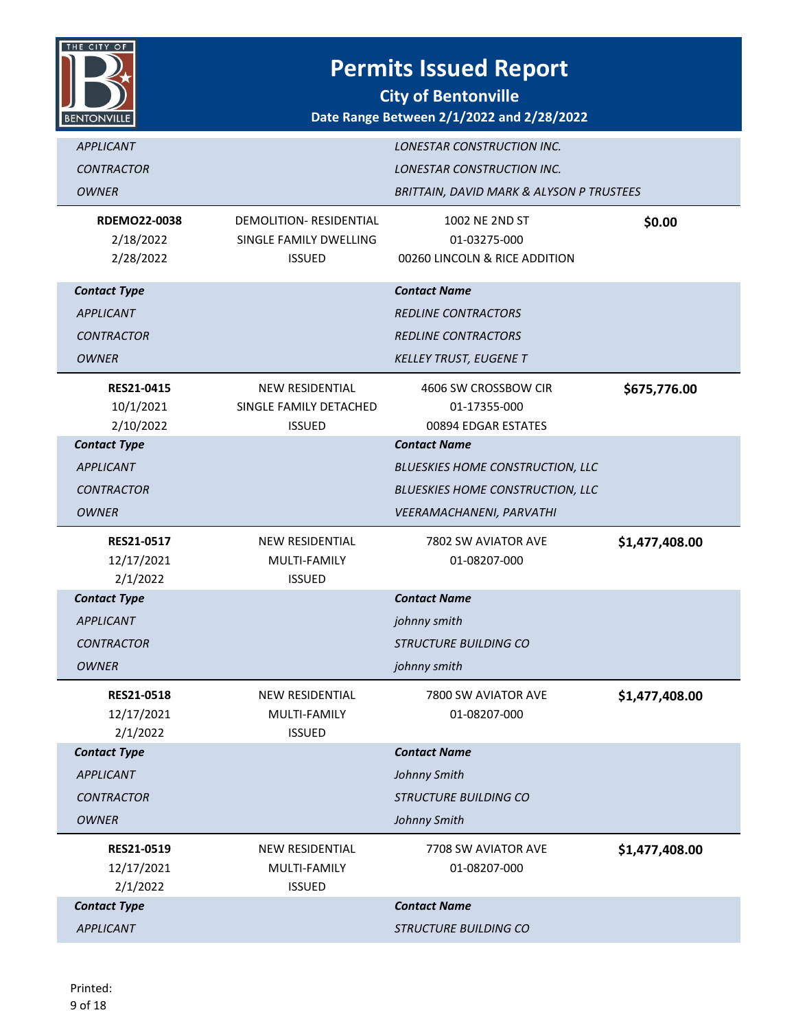# Permits Issued Report

## City of Bentonville

### Date Range Between 2/1/2022 and 2/28/2022

| | |
|---|---|
| *APPLICANT* | *LONESTAR CONSTRUCTION INC.* |
| *CONTRACTOR* | *LONESTAR CONSTRUCTION INC.* |
| *OWNER* | *BRITTAIN, DAVID MARK & ALYSON P TRUSTEES* |

| | | | |
|---|---|---|---|
| **RDEMO22-0038** | DEMOLITION- RESIDENTIAL | 1002 NE 2ND ST | **$0.00** |
| 2/18/2022 | SINGLE FAMILY DWELLING | 01-03275-000 | |
| 2/28/2022 | ISSUED | 00260 LINCOLN & RICE ADDITION | |

| ***Contact Type*** | ***Contact Name*** |
|---|---|
| *APPLICANT* | *REDLINE CONTRACTORS* |
| *CONTRACTOR* | *REDLINE CONTRACTORS* |
| *OWNER* | *KELLEY TRUST, EUGENE T* |

| | | | |
|---|---|---|---|
| **RES21-0415** | NEW RESIDENTIAL | 4606 SW CROSSBOW CIR | **$675,776.00** |
| 10/1/2021 | SINGLE FAMILY DETACHED | 01-17355-000 | |
| 2/10/2022 | ISSUED | 00894 EDGAR ESTATES | |

| ***Contact Type*** | ***Contact Name*** |
|---|---|
| *APPLICANT* | *BLUESKIES HOME CONSTRUCTION, LLC* |
| *CONTRACTOR* | *BLUESKIES HOME CONSTRUCTION, LLC* |
| *OWNER* | *VEERAMACHANENI, PARVATHI* |

| | | | |
|---|---|---|---|
| **RES21-0517** | NEW RESIDENTIAL | 7802 SW AVIATOR AVE | **$1,477,408.00** |
| 12/17/2021 | MULTI-FAMILY | 01-08207-000 | |
| 2/1/2022 | ISSUED | | |

| ***Contact Type*** | ***Contact Name*** |
|---|---|
| *APPLICANT* | *johnny smith* |
| *CONTRACTOR* | *STRUCTURE BUILDING CO* |
| *OWNER* | *johnny smith* |

| | | | |
|---|---|---|---|
| **RES21-0518** | NEW RESIDENTIAL | 7800 SW AVIATOR AVE | **$1,477,408.00** |
| 12/17/2021 | MULTI-FAMILY | 01-08207-000 | |
| 2/1/2022 | ISSUED | | |

| ***Contact Type*** | ***Contact Name*** |
|---|---|
| *APPLICANT* | *Johnny Smith* |
| *CONTRACTOR* | *STRUCTURE BUILDING CO* |
| *OWNER* | *Johnny Smith* |

| | | | |
|---|---|---|---|
| **RES21-0519** | NEW RESIDENTIAL | 7708 SW AVIATOR AVE | **$1,477,408.00** |
| 12/17/2021 | MULTI-FAMILY | 01-08207-000 | |
| 2/1/2022 | ISSUED | | |

| ***Contact Type*** | ***Contact Name*** |
|---|---|
| *APPLICANT* | *STRUCTURE BUILDING CO* |

Printed: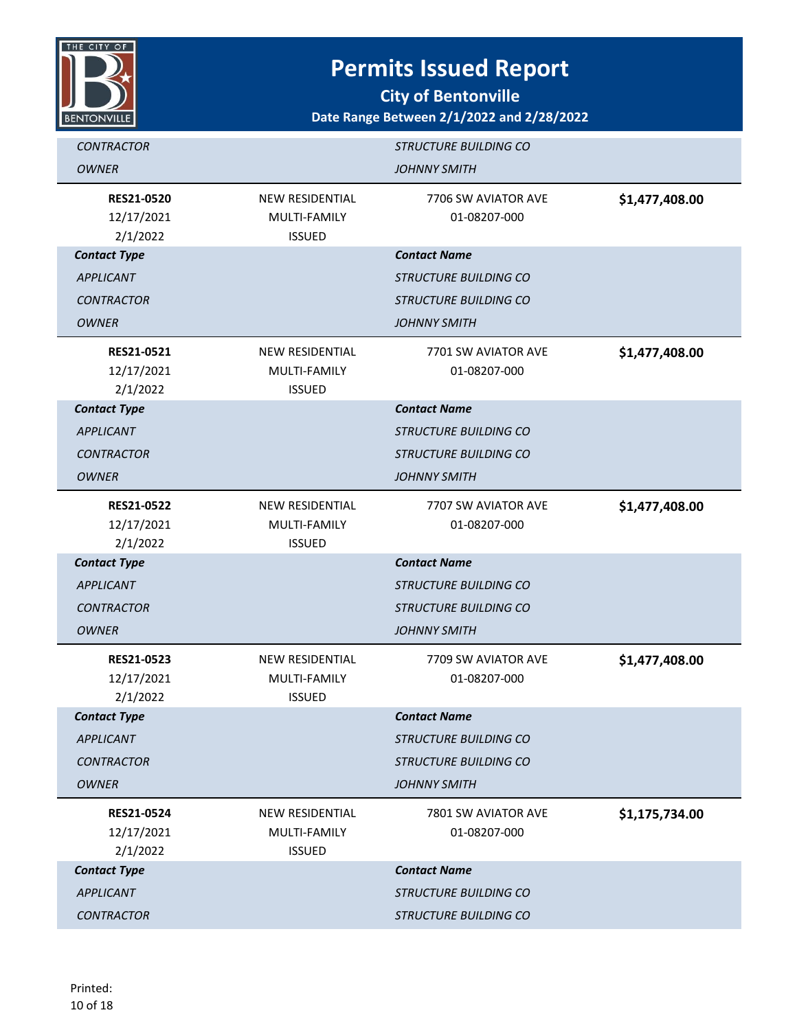# Permits Issued Report

## City of Bentonville

**Date Range Between 2/1/2022 and 2/28/2022**

| | | | |
|---|---|---|---|
| *CONTRACTOR* | | *STRUCTURE BUILDING CO* | |
| *OWNER* | | *JOHNNY SMITH* | |

| | | | |
|---|---|---|---|
| **RES21-0520**<br>12/17/2021<br>2/1/2022 | NEW RESIDENTIAL<br>MULTI-FAMILY<br>ISSUED | 7706 SW AVIATOR AVE<br>01-08207-000 | **$1,477,408.00** |
| ***Contact Type*** | | ***Contact Name*** | |
| *APPLICANT* | | *STRUCTURE BUILDING CO* | |
| *CONTRACTOR* | | *STRUCTURE BUILDING CO* | |
| *OWNER* | | *JOHNNY SMITH* | |

| | | | |
|---|---|---|---|
| **RES21-0521**<br>12/17/2021<br>2/1/2022 | NEW RESIDENTIAL<br>MULTI-FAMILY<br>ISSUED | 7701 SW AVIATOR AVE<br>01-08207-000 | **$1,477,408.00** |
| ***Contact Type*** | | ***Contact Name*** | |
| *APPLICANT* | | *STRUCTURE BUILDING CO* | |
| *CONTRACTOR* | | *STRUCTURE BUILDING CO* | |
| *OWNER* | | *JOHNNY SMITH* | |

| | | | |
|---|---|---|---|
| **RES21-0522**<br>12/17/2021<br>2/1/2022 | NEW RESIDENTIAL<br>MULTI-FAMILY<br>ISSUED | 7707 SW AVIATOR AVE<br>01-08207-000 | **$1,477,408.00** |
| ***Contact Type*** | | ***Contact Name*** | |
| *APPLICANT* | | *STRUCTURE BUILDING CO* | |
| *CONTRACTOR* | | *STRUCTURE BUILDING CO* | |
| *OWNER* | | *JOHNNY SMITH* | |

| | | | |
|---|---|---|---|
| **RES21-0523**<br>12/17/2021<br>2/1/2022 | NEW RESIDENTIAL<br>MULTI-FAMILY<br>ISSUED | 7709 SW AVIATOR AVE<br>01-08207-000 | **$1,477,408.00** |
| ***Contact Type*** | | ***Contact Name*** | |
| *APPLICANT* | | *STRUCTURE BUILDING CO* | |
| *CONTRACTOR* | | *STRUCTURE BUILDING CO* | |
| *OWNER* | | *JOHNNY SMITH* | |

| | | | |
|---|---|---|---|
| **RES21-0524**<br>12/17/2021<br>2/1/2022 | NEW RESIDENTIAL<br>MULTI-FAMILY<br>ISSUED | 7801 SW AVIATOR AVE<br>01-08207-000 | **$1,175,734.00** |
| ***Contact Type*** | | ***Contact Name*** | |
| *APPLICANT* | | *STRUCTURE BUILDING CO* | |
| *CONTRACTOR* | | *STRUCTURE BUILDING CO* | |

Printed: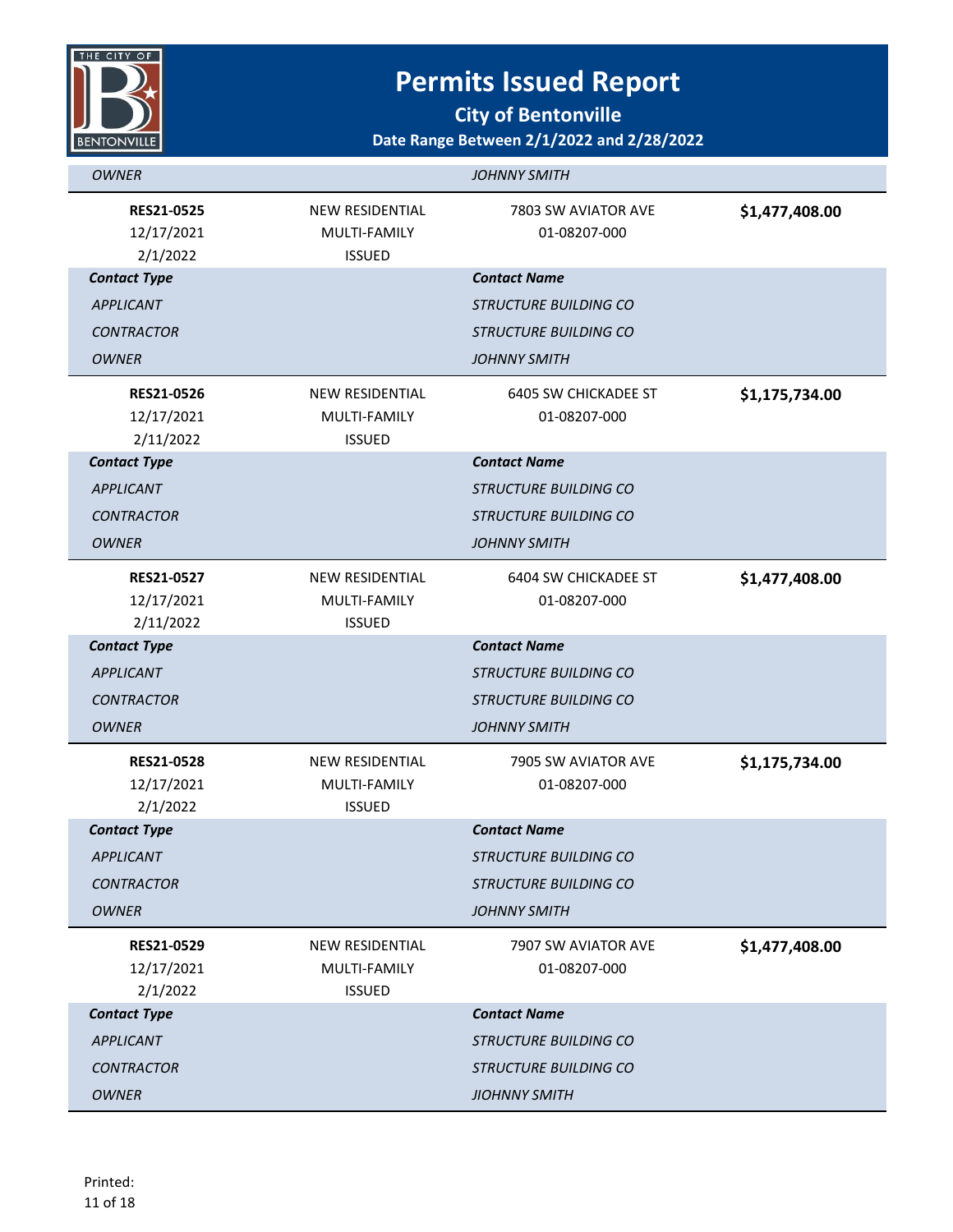# Permits Issued Report

## City of Bentonville

### Date Range Between 2/1/2022 and 2/28/2022

| | |
|---|---|
| *OWNER* | *JOHNNY SMITH* |

| | | | |
|---|---|---|---|
| **RES21-0525**<br>12/17/2021<br>2/1/2022 | NEW RESIDENTIAL<br>MULTI-FAMILY<br>ISSUED | 7803 SW AVIATOR AVE<br>01-08207-000 | **$1,477,408.00** |

| ***Contact Type*** | ***Contact Name*** |
|---|---|
| *APPLICANT* | *STRUCTURE BUILDING CO* |
| *CONTRACTOR* | *STRUCTURE BUILDING CO* |
| *OWNER* | *JOHNNY SMITH* |

| | | | |
|---|---|---|---|
| **RES21-0526**<br>12/17/2021<br>2/11/2022 | NEW RESIDENTIAL<br>MULTI-FAMILY<br>ISSUED | 6405 SW CHICKADEE ST<br>01-08207-000 | **$1,175,734.00** |

| ***Contact Type*** | ***Contact Name*** |
|---|---|
| *APPLICANT* | *STRUCTURE BUILDING CO* |
| *CONTRACTOR* | *STRUCTURE BUILDING CO* |
| *OWNER* | *JOHNNY SMITH* |

| | | | |
|---|---|---|---|
| **RES21-0527**<br>12/17/2021<br>2/11/2022 | NEW RESIDENTIAL<br>MULTI-FAMILY<br>ISSUED | 6404 SW CHICKADEE ST<br>01-08207-000 | **$1,477,408.00** |

| ***Contact Type*** | ***Contact Name*** |
|---|---|
| *APPLICANT* | *STRUCTURE BUILDING CO* |
| *CONTRACTOR* | *STRUCTURE BUILDING CO* |
| *OWNER* | *JOHNNY SMITH* |

| | | | |
|---|---|---|---|
| **RES21-0528**<br>12/17/2021<br>2/1/2022 | NEW RESIDENTIAL<br>MULTI-FAMILY<br>ISSUED | 7905 SW AVIATOR AVE<br>01-08207-000 | **$1,175,734.00** |

| ***Contact Type*** | ***Contact Name*** |
|---|---|
| *APPLICANT* | *STRUCTURE BUILDING CO* |
| *CONTRACTOR* | *STRUCTURE BUILDING CO* |
| *OWNER* | *JOHNNY SMITH* |

| | | | |
|---|---|---|---|
| **RES21-0529**<br>12/17/2021<br>2/1/2022 | NEW RESIDENTIAL<br>MULTI-FAMILY<br>ISSUED | 7907 SW AVIATOR AVE<br>01-08207-000 | **$1,477,408.00** |

| ***Contact Type*** | ***Contact Name*** |
|---|---|
| *APPLICANT* | *STRUCTURE BUILDING CO* |
| *CONTRACTOR* | *STRUCTURE BUILDING CO* |
| *OWNER* | *JIOHNNY SMITH* |

Printed: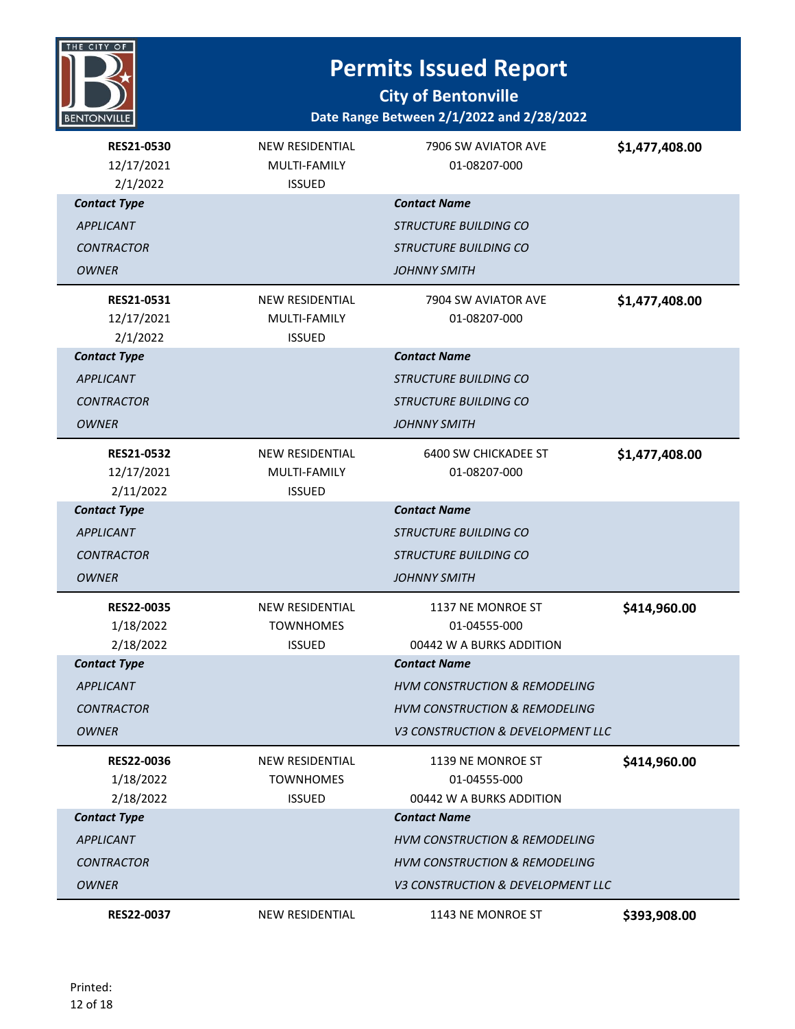# Permits Issued Report

## City of Bentonville

**Date Range Between 2/1/2022 and 2/28/2022**

| | | | |
|---|---|---|---|
| **RES21-0530** | NEW RESIDENTIAL | 7906 SW AVIATOR AVE | **$1,477,408.00** |
| 12/17/2021 | MULTI-FAMILY | 01-08207-000 | |
| 2/1/2022 | ISSUED | | |

| ***Contact Type*** | ***Contact Name*** |
|---|---|
| *APPLICANT* | *STRUCTURE BUILDING CO* |
| *CONTRACTOR* | *STRUCTURE BUILDING CO* |
| *OWNER* | *JOHNNY SMITH* |

| | | | |
|---|---|---|---|
| **RES21-0531** | NEW RESIDENTIAL | 7904 SW AVIATOR AVE | **$1,477,408.00** |
| 12/17/2021 | MULTI-FAMILY | 01-08207-000 | |
| 2/1/2022 | ISSUED | | |

| ***Contact Type*** | ***Contact Name*** |
|---|---|
| *APPLICANT* | *STRUCTURE BUILDING CO* |
| *CONTRACTOR* | *STRUCTURE BUILDING CO* |
| *OWNER* | *JOHNNY SMITH* |

| | | | |
|---|---|---|---|
| **RES21-0532** | NEW RESIDENTIAL | 6400 SW CHICKADEE ST | **$1,477,408.00** |
| 12/17/2021 | MULTI-FAMILY | 01-08207-000 | |
| 2/11/2022 | ISSUED | | |

| ***Contact Type*** | ***Contact Name*** |
|---|---|
| *APPLICANT* | *STRUCTURE BUILDING CO* |
| *CONTRACTOR* | *STRUCTURE BUILDING CO* |
| *OWNER* | *JOHNNY SMITH* |

| | | | |
|---|---|---|---|
| **RES22-0035** | NEW RESIDENTIAL | 1137 NE MONROE ST | **$414,960.00** |
| 1/18/2022 | TOWNHOMES | 01-04555-000 | |
| 2/18/2022 | ISSUED | 00442 W A BURKS ADDITION | |

| ***Contact Type*** | ***Contact Name*** |
|---|---|
| *APPLICANT* | *HVM CONSTRUCTION & REMODELING* |
| *CONTRACTOR* | *HVM CONSTRUCTION & REMODELING* |
| *OWNER* | *V3 CONSTRUCTION & DEVELOPMENT LLC* |

| | | | |
|---|---|---|---|
| **RES22-0036** | NEW RESIDENTIAL | 1139 NE MONROE ST | **$414,960.00** |
| 1/18/2022 | TOWNHOMES | 01-04555-000 | |
| 2/18/2022 | ISSUED | 00442 W A BURKS ADDITION | |

| ***Contact Type*** | ***Contact Name*** |
|---|---|
| *APPLICANT* | *HVM CONSTRUCTION & REMODELING* |
| *CONTRACTOR* | *HVM CONSTRUCTION & REMODELING* |
| *OWNER* | *V3 CONSTRUCTION & DEVELOPMENT LLC* |

| | | | |
|---|---|---|---|
| **RES22-0037** | NEW RESIDENTIAL | 1143 NE MONROE ST | **$393,908.00** |

Printed: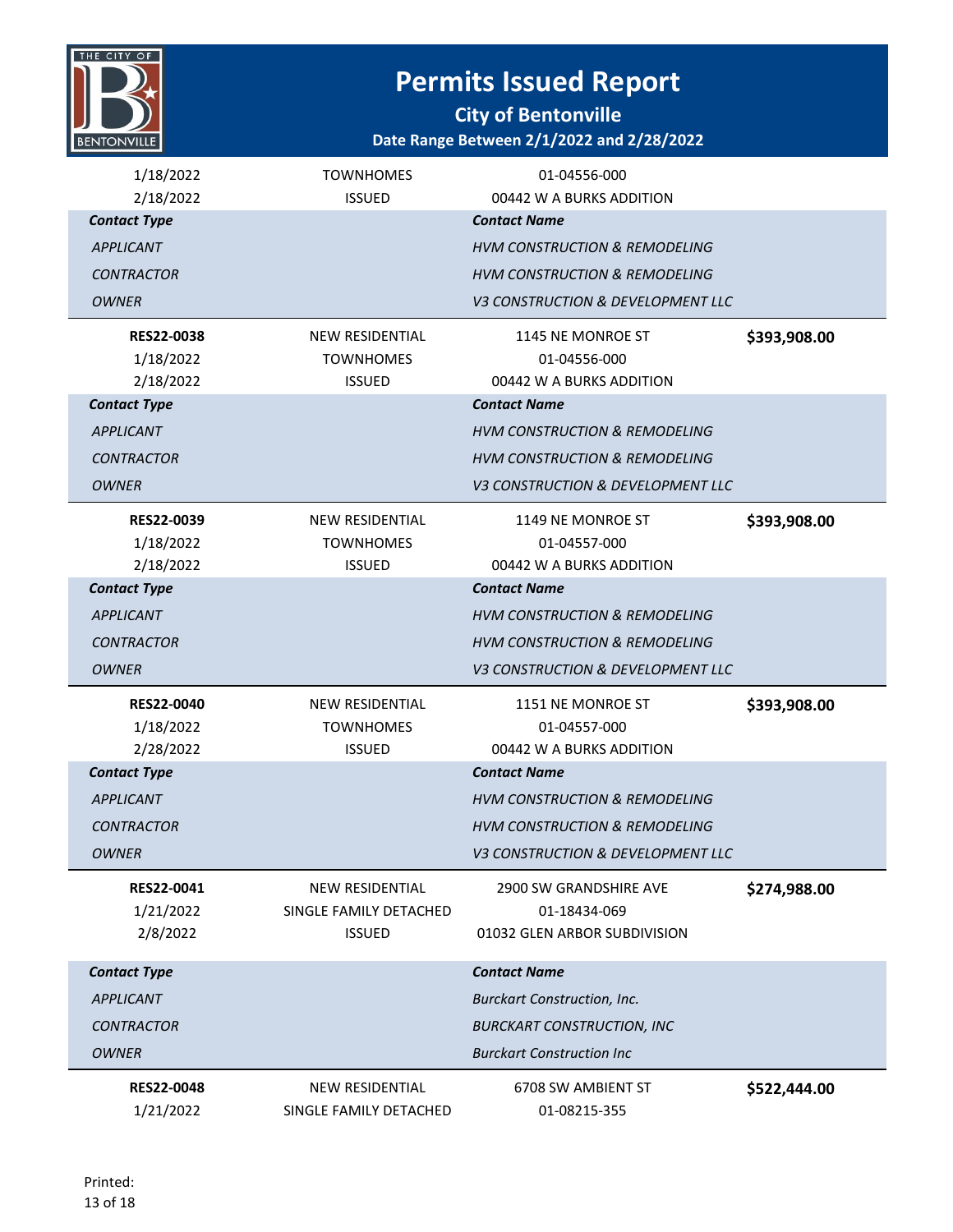# Permits Issued Report

**City of Bentonville**

**Date Range Between 2/1/2022 and 2/28/2022**

| | | | |
|---|---|---|---|
| 1/18/2022 | TOWNHOMES | 01-04556-000 | |
| 2/18/2022 | ISSUED | 00442 W A BURKS ADDITION | |

| Contact Type | Contact Name |
|---|---|
| *APPLICANT* | *HVM CONSTRUCTION & REMODELING* |
| *CONTRACTOR* | *HVM CONSTRUCTION & REMODELING* |
| *OWNER* | *V3 CONSTRUCTION & DEVELOPMENT LLC* |

| | | | |
|---|---|---|---|
| **RES22-0038** | NEW RESIDENTIAL | 1145 NE MONROE ST | **$393,908.00** |
| 1/18/2022 | TOWNHOMES | 01-04556-000 | |
| 2/18/2022 | ISSUED | 00442 W A BURKS ADDITION | |

| Contact Type | Contact Name |
|---|---|
| *APPLICANT* | *HVM CONSTRUCTION & REMODELING* |
| *CONTRACTOR* | *HVM CONSTRUCTION & REMODELING* |
| *OWNER* | *V3 CONSTRUCTION & DEVELOPMENT LLC* |

| | | | |
|---|---|---|---|
| **RES22-0039** | NEW RESIDENTIAL | 1149 NE MONROE ST | **$393,908.00** |
| 1/18/2022 | TOWNHOMES | 01-04557-000 | |
| 2/18/2022 | ISSUED | 00442 W A BURKS ADDITION | |

| Contact Type | Contact Name |
|---|---|
| *APPLICANT* | *HVM CONSTRUCTION & REMODELING* |
| *CONTRACTOR* | *HVM CONSTRUCTION & REMODELING* |
| *OWNER* | *V3 CONSTRUCTION & DEVELOPMENT LLC* |

| | | | |
|---|---|---|---|
| **RES22-0040** | NEW RESIDENTIAL | 1151 NE MONROE ST | **$393,908.00** |
| 1/18/2022 | TOWNHOMES | 01-04557-000 | |
| 2/28/2022 | ISSUED | 00442 W A BURKS ADDITION | |

| Contact Type | Contact Name |
|---|---|
| *APPLICANT* | *HVM CONSTRUCTION & REMODELING* |
| *CONTRACTOR* | *HVM CONSTRUCTION & REMODELING* |
| *OWNER* | *V3 CONSTRUCTION & DEVELOPMENT LLC* |

| | | | |
|---|---|---|---|
| **RES22-0041** | NEW RESIDENTIAL | 2900 SW GRANDSHIRE AVE | **$274,988.00** |
| 1/21/2022 | SINGLE FAMILY DETACHED | 01-18434-069 | |
| 2/8/2022 | ISSUED | 01032 GLEN ARBOR SUBDIVISION | |

| Contact Type | Contact Name |
|---|---|
| *APPLICANT* | *Burckart Construction, Inc.* |
| *CONTRACTOR* | *BURCKART CONSTRUCTION, INC* |
| *OWNER* | *Burckart Construction Inc* |

| | | | |
|---|---|---|---|
| **RES22-0048** | NEW RESIDENTIAL | 6708 SW AMBIENT ST | **$522,444.00** |
| 1/21/2022 | SINGLE FAMILY DETACHED | 01-08215-355 | |

Printed: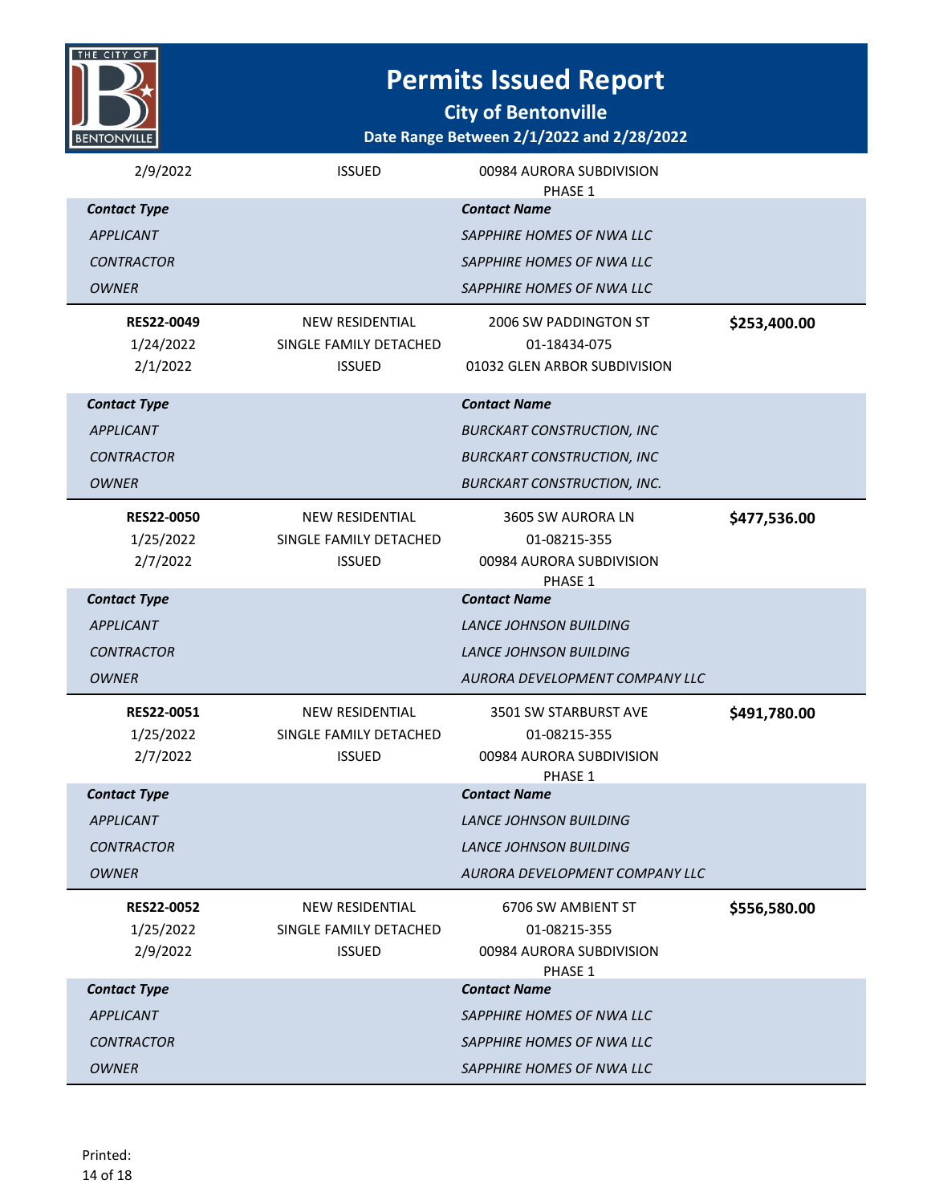# Permits Issued Report

## City of Bentonville

### Date Range Between 2/1/2022 and 2/28/2022

| | | | |
|---|---|---|---|
| 2/9/2022 | ISSUED | 00984 AURORA SUBDIVISION PHASE 1 | |

| Contact Type | Contact Name |
|---|---|
| *APPLICANT* | *SAPPHIRE HOMES OF NWA LLC* |
| *CONTRACTOR* | *SAPPHIRE HOMES OF NWA LLC* |
| *OWNER* | *SAPPHIRE HOMES OF NWA LLC* |

| | | | |
|---|---|---|---|
| **RES22-0049** | NEW RESIDENTIAL | 2006 SW PADDINGTON ST | **$253,400.00** |
| 1/24/2022 | SINGLE FAMILY DETACHED | 01-18434-075 | |
| 2/1/2022 | ISSUED | 01032 GLEN ARBOR SUBDIVISION | |

| Contact Type | Contact Name |
|---|---|
| *APPLICANT* | *BURCKART CONSTRUCTION, INC* |
| *CONTRACTOR* | *BURCKART CONSTRUCTION, INC* |
| *OWNER* | *BURCKART CONSTRUCTION, INC.* |

| | | | |
|---|---|---|---|
| **RES22-0050** | NEW RESIDENTIAL | 3605 SW AURORA LN | **$477,536.00** |
| 1/25/2022 | SINGLE FAMILY DETACHED | 01-08215-355 | |
| 2/7/2022 | ISSUED | 00984 AURORA SUBDIVISION PHASE 1 | |

| Contact Type | Contact Name |
|---|---|
| *APPLICANT* | *LANCE JOHNSON BUILDING* |
| *CONTRACTOR* | *LANCE JOHNSON BUILDING* |
| *OWNER* | *AURORA DEVELOPMENT COMPANY LLC* |

| | | | |
|---|---|---|---|
| **RES22-0051** | NEW RESIDENTIAL | 3501 SW STARBURST AVE | **$491,780.00** |
| 1/25/2022 | SINGLE FAMILY DETACHED | 01-08215-355 | |
| 2/7/2022 | ISSUED | 00984 AURORA SUBDIVISION PHASE 1 | |

| Contact Type | Contact Name |
|---|---|
| *APPLICANT* | *LANCE JOHNSON BUILDING* |
| *CONTRACTOR* | *LANCE JOHNSON BUILDING* |
| *OWNER* | *AURORA DEVELOPMENT COMPANY LLC* |

| | | | |
|---|---|---|---|
| **RES22-0052** | NEW RESIDENTIAL | 6706 SW AMBIENT ST | **$556,580.00** |
| 1/25/2022 | SINGLE FAMILY DETACHED | 01-08215-355 | |
| 2/9/2022 | ISSUED | 00984 AURORA SUBDIVISION PHASE 1 | |

| Contact Type | Contact Name |
|---|---|
| *APPLICANT* | *SAPPHIRE HOMES OF NWA LLC* |
| *CONTRACTOR* | *SAPPHIRE HOMES OF NWA LLC* |
| *OWNER* | *SAPPHIRE HOMES OF NWA LLC* |

Printed: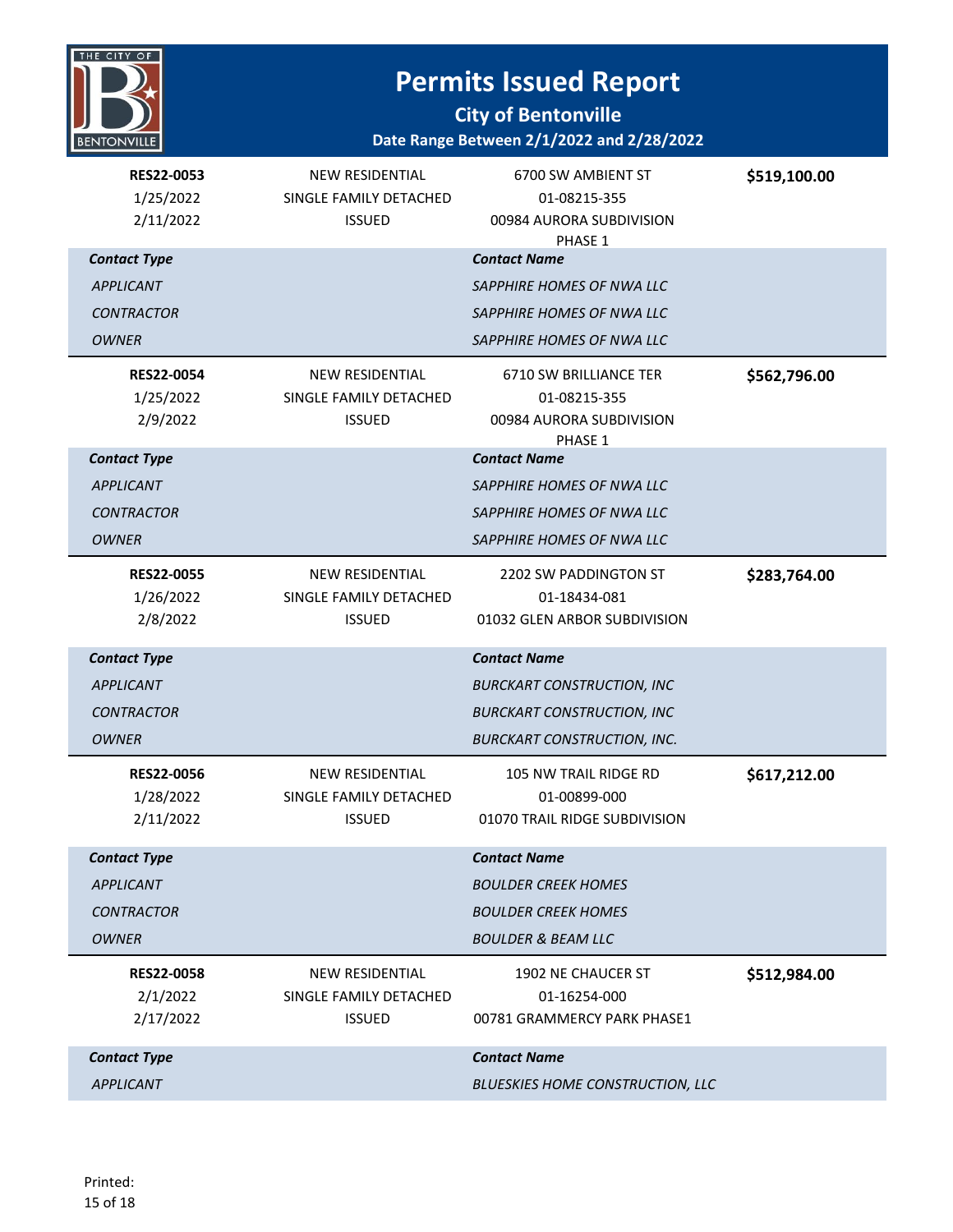# Permits Issued Report

## City of Bentonville

**Date Range Between 2/1/2022 and 2/28/2022**

| | | | |
|---|---|---|---|
| **RES22-0053**<br>1/25/2022<br>2/11/2022 | NEW RESIDENTIAL<br>SINGLE FAMILY DETACHED<br>ISSUED | 6700 SW AMBIENT ST<br>01-08215-355<br>00984 AURORA SUBDIVISION PHASE 1 | **$519,100.00** |

| *Contact Type* | *Contact Name* |
|---|---|
| *APPLICANT* | *SAPPHIRE HOMES OF NWA LLC* |
| *CONTRACTOR* | *SAPPHIRE HOMES OF NWA LLC* |
| *OWNER* | *SAPPHIRE HOMES OF NWA LLC* |

| | | | |
|---|---|---|---|
| **RES22-0054**<br>1/25/2022<br>2/9/2022 | NEW RESIDENTIAL<br>SINGLE FAMILY DETACHED<br>ISSUED | 6710 SW BRILLIANCE TER<br>01-08215-355<br>00984 AURORA SUBDIVISION PHASE 1 | **$562,796.00** |

| *Contact Type* | *Contact Name* |
|---|---|
| *APPLICANT* | *SAPPHIRE HOMES OF NWA LLC* |
| *CONTRACTOR* | *SAPPHIRE HOMES OF NWA LLC* |
| *OWNER* | *SAPPHIRE HOMES OF NWA LLC* |

| | | | |
|---|---|---|---|
| **RES22-0055**<br>1/26/2022<br>2/8/2022 | NEW RESIDENTIAL<br>SINGLE FAMILY DETACHED<br>ISSUED | 2202 SW PADDINGTON ST<br>01-18434-081<br>01032 GLEN ARBOR SUBDIVISION | **$283,764.00** |

| *Contact Type* | *Contact Name* |
|---|---|
| *APPLICANT* | *BURCKART CONSTRUCTION, INC* |
| *CONTRACTOR* | *BURCKART CONSTRUCTION, INC* |
| *OWNER* | *BURCKART CONSTRUCTION, INC.* |

| | | | |
|---|---|---|---|
| **RES22-0056**<br>1/28/2022<br>2/11/2022 | NEW RESIDENTIAL<br>SINGLE FAMILY DETACHED<br>ISSUED | 105 NW TRAIL RIDGE RD<br>01-00899-000<br>01070 TRAIL RIDGE SUBDIVISION | **$617,212.00** |

| *Contact Type* | *Contact Name* |
|---|---|
| *APPLICANT* | *BOULDER CREEK HOMES* |
| *CONTRACTOR* | *BOULDER CREEK HOMES* |
| *OWNER* | *BOULDER & BEAM LLC* |

| | | | |
|---|---|---|---|
| **RES22-0058**<br>2/1/2022<br>2/17/2022 | NEW RESIDENTIAL<br>SINGLE FAMILY DETACHED<br>ISSUED | 1902 NE CHAUCER ST<br>01-16254-000<br>00781 GRAMMERCY PARK PHASE1 | **$512,984.00** |

| *Contact Type* | *Contact Name* |
|---|---|
| *APPLICANT* | *BLUESKIES HOME CONSTRUCTION, LLC* |

Printed: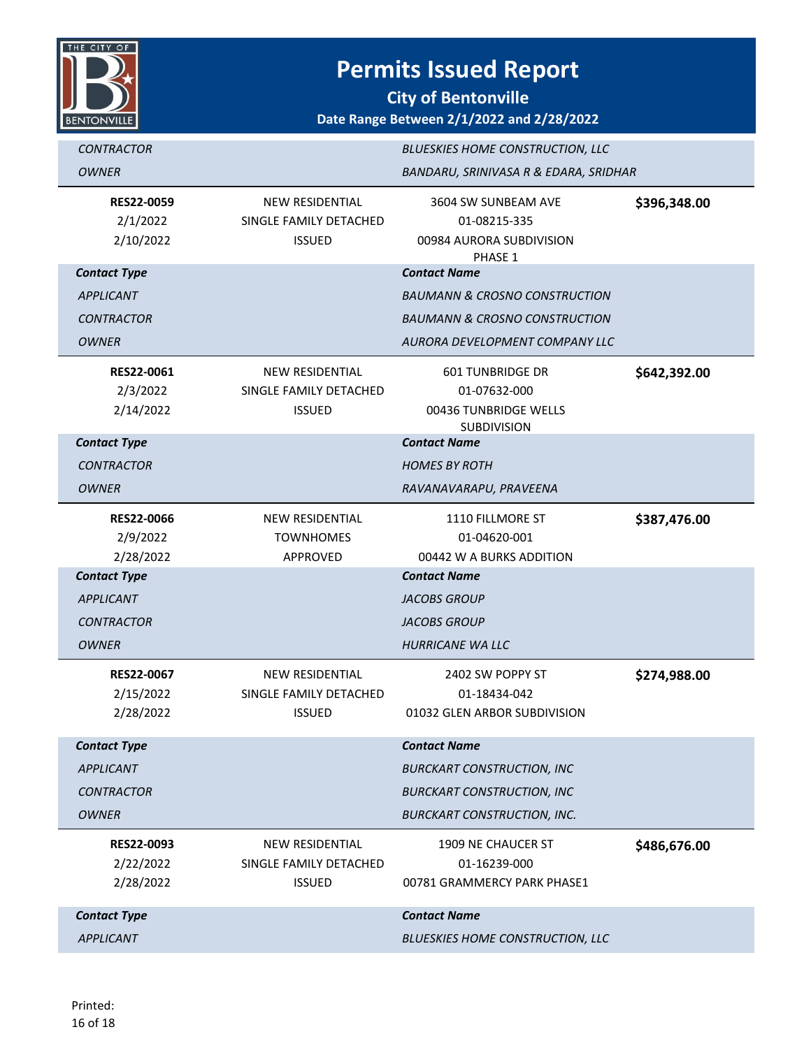# Permits Issued Report

**City of Bentonville**

**Date Range Between 2/1/2022 and 2/28/2022**

| | |
|---|---|
| *CONTRACTOR* | *BLUESKIES HOME CONSTRUCTION, LLC* |
| *OWNER* | *BANDARU, SRINIVASA R & EDARA, SRIDHAR* |

| | | | |
|---|---|---|---|
| **RES22-0059** | NEW RESIDENTIAL | 3604 SW SUNBEAM AVE | **$396,348.00** |
| 2/1/2022 | SINGLE FAMILY DETACHED | 01-08215-335 | |
| 2/10/2022 | ISSUED | 00984 AURORA SUBDIVISION PHASE 1 | |

| ***Contact Type*** | ***Contact Name*** |
|---|---|
| *APPLICANT* | *BAUMANN & CROSNO CONSTRUCTION* |
| *CONTRACTOR* | *BAUMANN & CROSNO CONSTRUCTION* |
| *OWNER* | *AURORA DEVELOPMENT COMPANY LLC* |

| | | | |
|---|---|---|---|
| **RES22-0061** | NEW RESIDENTIAL | 601 TUNBRIDGE DR | **$642,392.00** |
| 2/3/2022 | SINGLE FAMILY DETACHED | 01-07632-000 | |
| 2/14/2022 | ISSUED | 00436 TUNBRIDGE WELLS SUBDIVISION | |

| ***Contact Type*** | ***Contact Name*** |
|---|---|
| *CONTRACTOR* | *HOMES BY ROTH* |
| *OWNER* | *RAVANAVARAPU, PRAVEENA* |

| | | | |
|---|---|---|---|
| **RES22-0066** | NEW RESIDENTIAL | 1110 FILLMORE ST | **$387,476.00** |
| 2/9/2022 | TOWNHOMES | 01-04620-001 | |
| 2/28/2022 | APPROVED | 00442 W A BURKS ADDITION | |

| ***Contact Type*** | ***Contact Name*** |
|---|---|
| *APPLICANT* | *JACOBS GROUP* |
| *CONTRACTOR* | *JACOBS GROUP* |
| *OWNER* | *HURRICANE WA LLC* |

| | | | |
|---|---|---|---|
| **RES22-0067** | NEW RESIDENTIAL | 2402 SW POPPY ST | **$274,988.00** |
| 2/15/2022 | SINGLE FAMILY DETACHED | 01-18434-042 | |
| 2/28/2022 | ISSUED | 01032 GLEN ARBOR SUBDIVISION | |

| ***Contact Type*** | ***Contact Name*** |
|---|---|
| *APPLICANT* | *BURCKART CONSTRUCTION, INC* |
| *CONTRACTOR* | *BURCKART CONSTRUCTION, INC* |
| *OWNER* | *BURCKART CONSTRUCTION, INC.* |

| | | | |
|---|---|---|---|
| **RES22-0093** | NEW RESIDENTIAL | 1909 NE CHAUCER ST | **$486,676.00** |
| 2/22/2022 | SINGLE FAMILY DETACHED | 01-16239-000 | |
| 2/28/2022 | ISSUED | 00781 GRAMMERCY PARK PHASE1 | |

| ***Contact Type*** | ***Contact Name*** |
|---|---|
| *APPLICANT* | *BLUESKIES HOME CONSTRUCTION, LLC* |

Printed: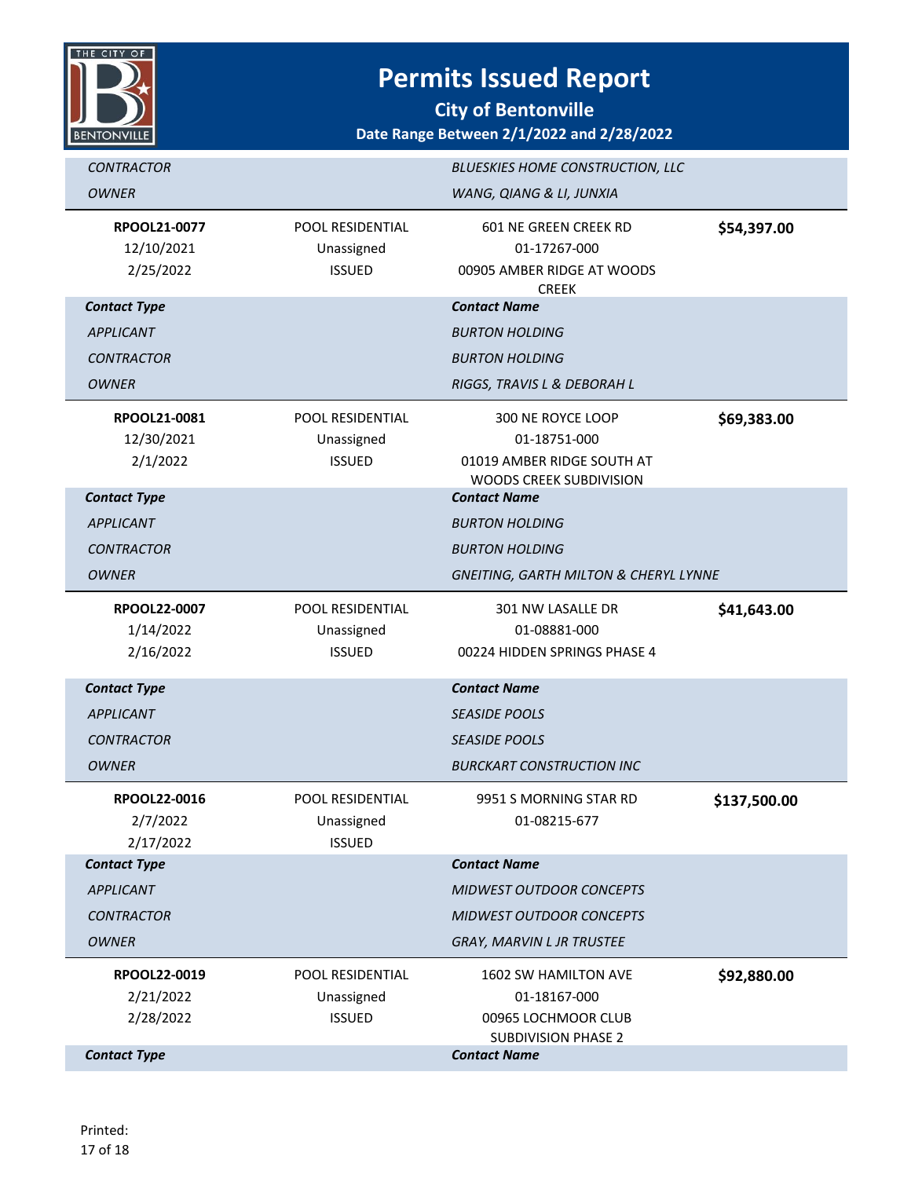# Permits Issued Report

## City of Bentonville

### Date Range Between 2/1/2022 and 2/28/2022

| | |
|---|---|
| *CONTRACTOR* | *BLUESKIES HOME CONSTRUCTION, LLC* |
| *OWNER* | *WANG, QIANG & LI, JUNXIA* |

| | | | |
|---|---|---|---|
| **RPOOL21-0077** | POOL RESIDENTIAL | 601 NE GREEN CREEK RD | **$54,397.00** |
| 12/10/2021 | Unassigned | 01-17267-000 | |
| 2/25/2022 | ISSUED | 00905 AMBER RIDGE AT WOODS CREEK | |

| **Contact Type** | **Contact Name** |
|---|---|
| *APPLICANT* | *BURTON HOLDING* |
| *CONTRACTOR* | *BURTON HOLDING* |
| *OWNER* | *RIGGS, TRAVIS L & DEBORAH L* |

| | | | |
|---|---|---|---|
| **RPOOL21-0081** | POOL RESIDENTIAL | 300 NE ROYCE LOOP | **$69,383.00** |
| 12/30/2021 | Unassigned | 01-18751-000 | |
| 2/1/2022 | ISSUED | 01019 AMBER RIDGE SOUTH AT WOODS CREEK SUBDIVISION | |

| **Contact Type** | **Contact Name** |
|---|---|
| *APPLICANT* | *BURTON HOLDING* |
| *CONTRACTOR* | *BURTON HOLDING* |
| *OWNER* | *GNEITING, GARTH MILTON & CHERYL LYNNE* |

| | | | |
|---|---|---|---|
| **RPOOL22-0007** | POOL RESIDENTIAL | 301 NW LASALLE DR | **$41,643.00** |
| 1/14/2022 | Unassigned | 01-08881-000 | |
| 2/16/2022 | ISSUED | 00224 HIDDEN SPRINGS PHASE 4 | |

| **Contact Type** | **Contact Name** |
|---|---|
| *APPLICANT* | *SEASIDE POOLS* |
| *CONTRACTOR* | *SEASIDE POOLS* |
| *OWNER* | *BURCKART CONSTRUCTION INC* |

| | | | |
|---|---|---|---|
| **RPOOL22-0016** | POOL RESIDENTIAL | 9951 S MORNING STAR RD | **$137,500.00** |
| 2/7/2022 | Unassigned | 01-08215-677 | |
| 2/17/2022 | ISSUED | | |

| **Contact Type** | **Contact Name** |
|---|---|
| *APPLICANT* | *MIDWEST OUTDOOR CONCEPTS* |
| *CONTRACTOR* | *MIDWEST OUTDOOR CONCEPTS* |
| *OWNER* | *GRAY, MARVIN L JR TRUSTEE* |

| | | | |
|---|---|---|---|
| **RPOOL22-0019** | POOL RESIDENTIAL | 1602 SW HAMILTON AVE | **$92,880.00** |
| 2/21/2022 | Unassigned | 01-18167-000 | |
| 2/28/2022 | ISSUED | 00965 LOCHMOOR CLUB SUBDIVISION PHASE 2 | |

| **Contact Type** | **Contact Name** |
|---|---|

Printed: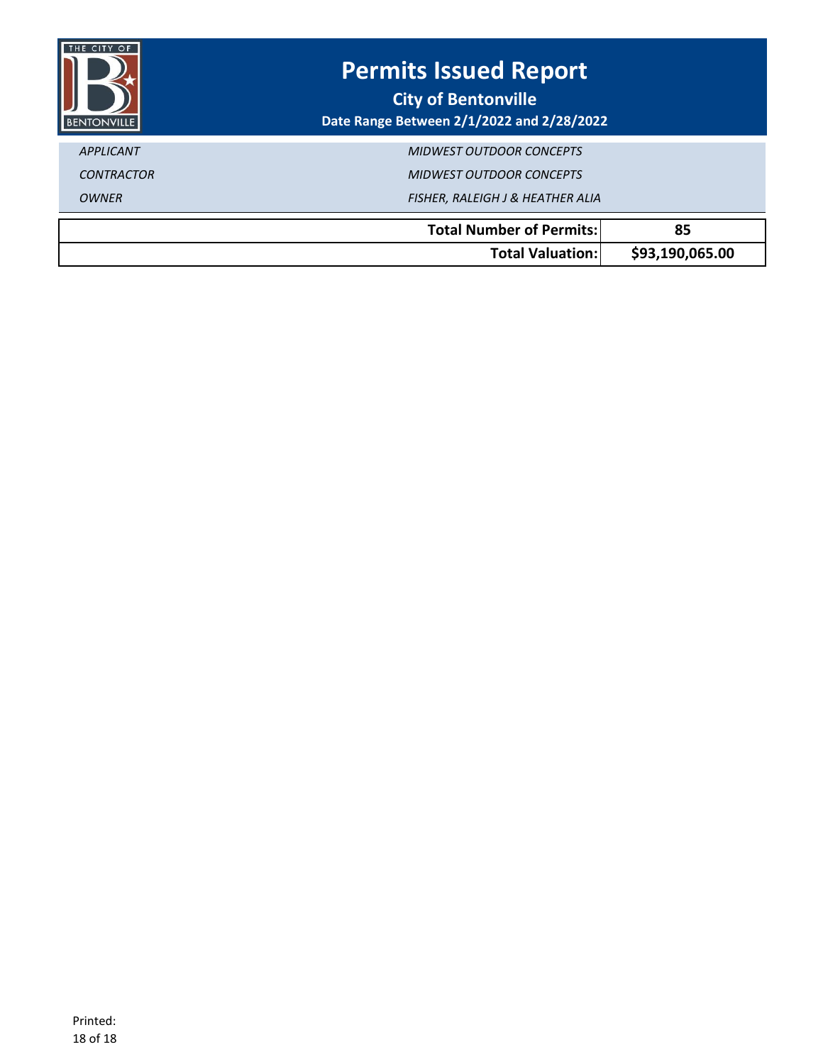# Permits Issued Report

**City of Bentonville**

**Date Range Between 2/1/2022 and 2/28/2022**

| | |
|---|---|
| *APPLICANT* | *MIDWEST OUTDOOR CONCEPTS* |
| *CONTRACTOR* | *MIDWEST OUTDOOR CONCEPTS* |
| *OWNER* | *FISHER, RALEIGH J & HEATHER ALIA* |

| | |
|---|---|
| **Total Number of Permits:** | **85** |
| **Total Valuation:** | **$93,190,065.00** |

Printed: